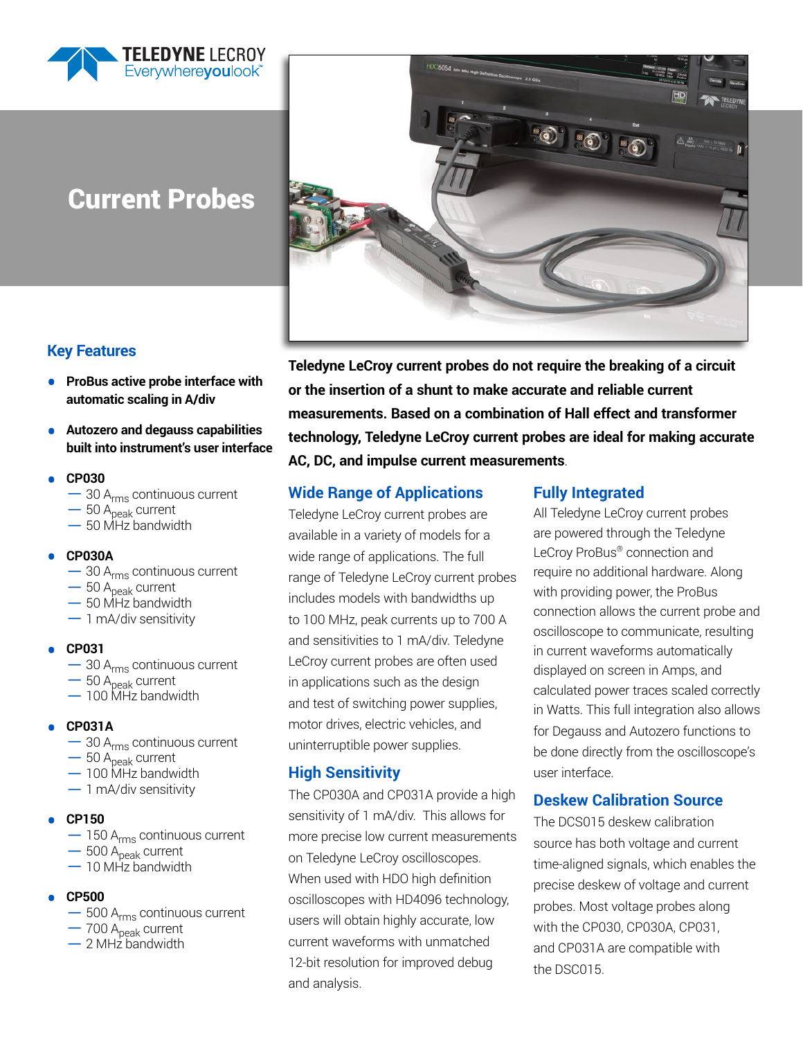# Current Probes

## Key Features

- **ProBus active probe interface with automatic scaling in A/div**
- **Autozero and degauss capabilities built into instrument's user interface**
- **CP030**
  - 30 $A_{rms}$ continuous current
  - 50 $A_{peak}$ current
  - 50 MHz bandwidth
- **CP030A**
  - 30 $A_{rms}$ continuous current
  - 50 $A_{peak}$ current
  - 50 MHz bandwidth
  - 1 mA/div sensitivity
- **CP031**
  - 30 $A_{rms}$ continuous current
  - 50 $A_{peak}$ current
  - 100 MHz bandwidth
- **CP031A**
  - 30 $A_{rms}$ continuous current
  - 50 $A_{peak}$ current
  - 100 MHz bandwidth
  - 1 mA/div sensitivity
- **CP150**
  - 150 $A_{rms}$ continuous current
  - 500 $A_{peak}$ current
  - 10 MHz bandwidth
- **CP500**
  - 500 $A_{rms}$ continuous current
  - 700 $A_{peak}$ current
  - 2 MHz bandwidth

**Teledyne LeCroy current probes do not require the breaking of a circuit or the insertion of a shunt to make accurate and reliable current measurements. Based on a combination of Hall effect and transformer technology, Teledyne LeCroy current probes are ideal for making accurate AC, DC, and impulse current measurements**.

## Wide Range of Applications

Teledyne LeCroy current probes are available in a variety of models for a wide range of applications. The full range of Teledyne LeCroy current probes includes models with bandwidths up to 100 MHz, peak currents up to 700 A and sensitivities to 1 mA/div. Teledyne LeCroy current probes are often used in applications such as the design and test of switching power supplies, motor drives, electric vehicles, and uninterruptible power supplies.

## High Sensitivity

The CP030A and CP031A provide a high sensitivity of 1 mA/div. This allows for more precise low current measurements on Teledyne LeCroy oscilloscopes. When used with HDO high definition oscilloscopes with HD4096 technology, users will obtain highly accurate, low current waveforms with unmatched 12-bit resolution for improved debug and analysis.

## Fully Integrated

All Teledyne LeCroy current probes are powered through the Teledyne LeCroy ProBus® connection and require no additional hardware. Along with providing power, the ProBus connection allows the current probe and oscilloscope to communicate, resulting in current waveforms automatically displayed on screen in Amps, and calculated power traces scaled correctly in Watts. This full integration also allows for Degauss and Autozero functions to be done directly from the oscilloscope's user interface.

## Deskew Calibration Source

The DCS015 deskew calibration source has both voltage and current time-aligned signals, which enables the precise deskew of voltage and current probes. Most voltage probes along with the CP030, CP030A, CP031, and CP031A are compatible with the DSC015.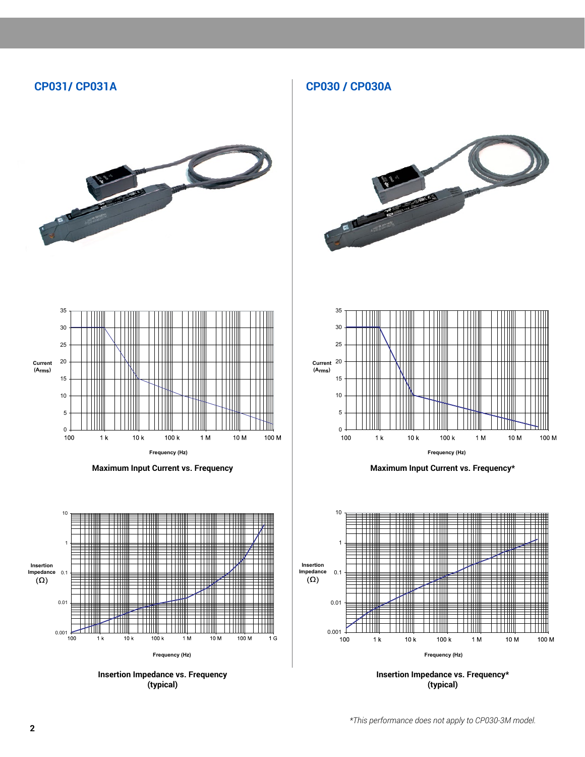## CP031/ CP031A

Maximum Input Current vs. Frequency

Insertion Impedance vs. Frequency (typical)

## CP030 / CP030A

Maximum Input Current vs. Frequency*

Insertion Impedance vs. Frequency* (typical)

*This performance does not apply to CP030-3M model.*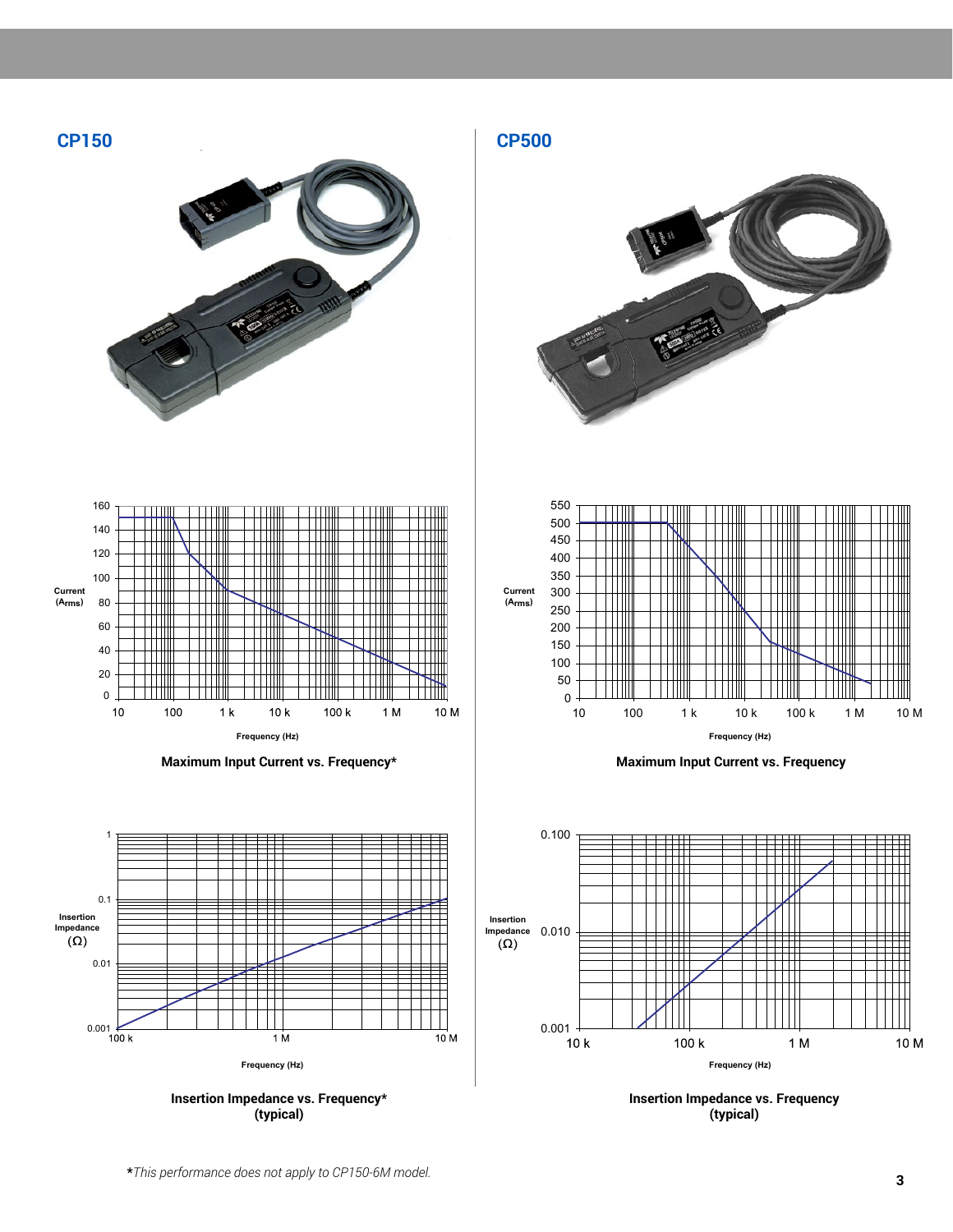## CP150

Current ($A_{rms}$)

Frequency (Hz)

**Maximum Input Current vs. Frequency***

Insertion Impedance (Ω)

Frequency (Hz)

**Insertion Impedance vs. Frequency***
**(typical)**

## CP500

Current ($A_{rms}$)

Frequency (Hz)

**Maximum Input Current vs. Frequency**

Insertion Impedance (Ω)

Frequency (Hz)

**Insertion Impedance vs. Frequency**
**(typical)**

**\****This performance does not apply to CP150-6M model.*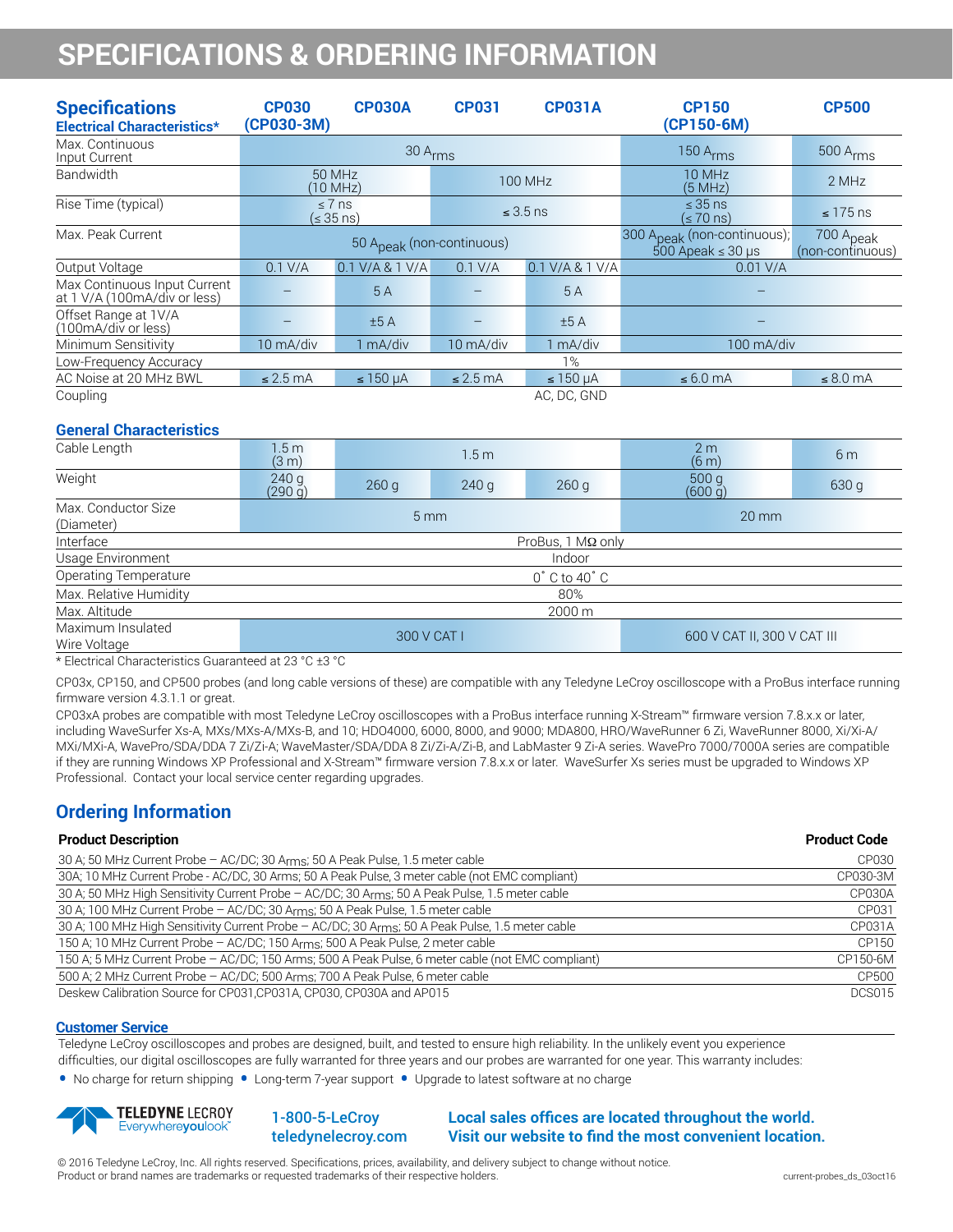# SPECIFICATIONS & ORDERING INFORMATION

## Specifications

| Electrical Characteristics* | CP030 (CP030-3M) | CP030A | CP031 | CP031A | CP150 (CP150-6M) | CP500 |
|---|---|---|---|---|---|---|
| Max. Continuous Input Current | 30 $A_{rms}$ | | | | 150 $A_{rms}$ | 500 $A_{rms}$ |
| Bandwidth | 50 MHz (10 MHz) | | 100 MHz | | 10 MHz (5 MHz) | 2 MHz |
| Rise Time (typical) | ≤ 7 ns (≤ 35 ns) | | ≤ 3.5 ns | | ≤ 35 ns (≤ 70 ns) | ≤ 175 ns |
| Max. Peak Current | 50 $A_{peak}$ (non-continuous) | | | | 300 $A_{peak}$ (non-continuous); 500 Apeak ≤ 30 µs | 700 $A_{peak}$ (non-continuous) |
| Output Voltage | 0.1 V/A | 0.1 V/A & 1 V/A | 0.1 V/A | 0.1 V/A & 1 V/A | 0.01 V/A | |
| Max Continuous Input Current at 1 V/A (100mA/div or less) | – | 5 A | – | 5 A | – | |
| Offset Range at 1V/A (100mA/div or less) | – | ±5 A | – | ±5 A | – | |
| Minimum Sensitivity | 10 mA/div | 1 mA/div | 10 mA/div | 1 mA/div | 100 mA/div | |
| Low-Frequency Accuracy | 1% | | | | | |
| AC Noise at 20 MHz BWL | ≤ 2.5 mA | ≤ 150 µA | ≤ 2.5 mA | ≤ 150 µA | ≤ 6.0 mA | ≤ 8.0 mA |
| Coupling | AC, DC, GND | | | | | |

### General Characteristics

| | CP030 (CP030-3M) | CP030A | CP031 | CP031A | CP150 (CP150-6M) | CP500 |
|---|---|---|---|---|---|---|
| Cable Length | 1.5 m (3 m) | 1.5 m | | | 2 m (6 m) | 6 m |
| Weight | 240 g (290 g) | 260 g | 240 g | 260 g | 500 g (600 g) | 630 g |
| Max. Conductor Size (Diameter) | 5 mm | | | | 20 mm | |
| Interface | ProBus, 1 MΩ only | | | | | |
| Usage Environment | Indoor | | | | | |
| Operating Temperature | 0° C to 40° C | | | | | |
| Max. Relative Humidity | 80% | | | | | |
| Max. Altitude | 2000 m | | | | | |
| Maximum Insulated Wire Voltage | 300 V CAT I | | | | 600 V CAT II, 300 V CAT III | |

* Electrical Characteristics Guaranteed at 23 °C ±3 °C

CP03x, CP150, and CP500 probes (and long cable versions of these) are compatible with any Teledyne LeCroy oscilloscope with a ProBus interface running firmware version 4.3.1.1 or great.

CP03xA probes are compatible with most Teledyne LeCroy oscilloscopes with a ProBus interface running X-Stream™ firmware version 7.8.x.x or later, including WaveSurfer Xs-A, MXs/MXs-A/MXs-B, and 10; HDO4000, 6000, 8000, and 9000; MDA800, HRO/WaveRunner 6 Zi, WaveRunner 8000, Xi/Xi-A/MXi/MXi-A, WavePro/SDA/DDA 7 Zi/Zi-A; WaveMaster/SDA/DDA 8 Zi/Zi-A/Zi-B, and LabMaster 9 Zi-A series. WavePro 7000/7000A series are compatible if they are running Windows XP Professional and X-Stream™ firmware version 7.8.x.x or later. WaveSurfer Xs series must be upgraded to Windows XP Professional. Contact your local service center regarding upgrades.

## Ordering Information

| Product Description | Product Code |
|---|---|
| 30 A; 50 MHz Current Probe – AC/DC; 30 $A_{rms}$; 50 A Peak Pulse, 1.5 meter cable | CP030 |
| 30A; 10 MHz Current Probe - AC/DC, 30 Arms; 50 A Peak Pulse, 3 meter cable (not EMC compliant) | CP030-3M |
| 30 A; 50 MHz High Sensitivity Current Probe – AC/DC; 30 $A_{rms}$; 50 A Peak Pulse, 1.5 meter cable | CP030A |
| 30 A; 100 MHz Current Probe – AC/DC; 30 $A_{rms}$; 50 A Peak Pulse, 1.5 meter cable | CP031 |
| 30 A; 100 MHz High Sensitivity Current Probe – AC/DC; 30 $A_{rms}$; 50 A Peak Pulse, 1.5 meter cable | CP031A |
| 150 A; 10 MHz Current Probe – AC/DC; 150 $A_{rms}$; 500 A Peak Pulse, 2 meter cable | CP150 |
| 150 A; 5 MHz Current Probe – AC/DC; 150 Arms; 500 A Peak Pulse, 6 meter cable (not EMC compliant) | CP150-6M |
| 500 A; 2 MHz Current Probe – AC/DC; 500 Arms; 700 A Peak Pulse, 6 meter cable | CP500 |
| Deskew Calibration Source for CP031,CP031A, CP030, CP030A and AP015 | DCS015 |

### Customer Service

Teledyne LeCroy oscilloscopes and probes are designed, built, and tested to ensure high reliability. In the unlikely event you experience difficulties, our digital oscilloscopes are fully warranted for three years and our probes are warranted for one year. This warranty includes:

- No charge for return shipping
- Long-term 7-year support
- Upgrade to latest software at no charge

TELEDYNE LECROY
Everywhereyoulook™

1-800-5-LeCroy
teledynelecroy.com

**Local sales offices are located throughout the world. Visit our website to find the most convenient location.**

© 2016 Teledyne LeCroy, Inc. All rights reserved. Specifications, prices, availability, and delivery subject to change without notice. Product or brand names are trademarks or requested trademarks of their respective holders.

current-probes_ds_03oct16